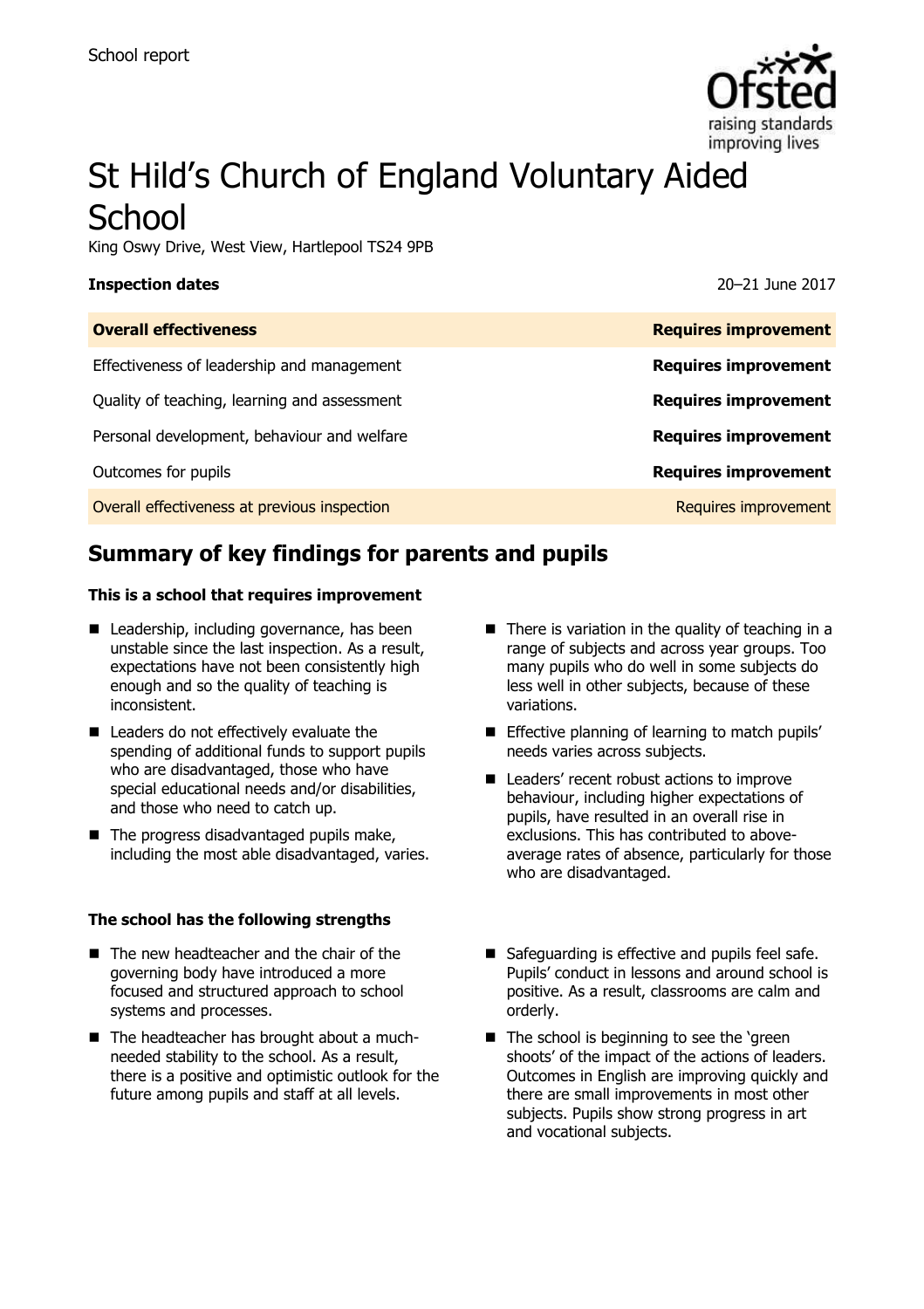School report

# St Hild's Church of England Voluntary Aided School

King Oswy Drive, West View, Hartlepool TS24 9PB

**Inspection dates** 20–21 June 2017

| **Overall effectiveness** | **Requires improvement** |
| --- | --- |
| Effectiveness of leadership and management | **Requires improvement** |
| Quality of teaching, learning and assessment | **Requires improvement** |
| Personal development, behaviour and welfare | **Requires improvement** |
| Outcomes for pupils | **Requires improvement** |
| Overall effectiveness at previous inspection | Requires improvement |

## Summary of key findings for parents and pupils

**This is a school that requires improvement**

- Leadership, including governance, has been unstable since the last inspection. As a result, expectations have not been consistently high enough and so the quality of teaching is inconsistent.
- Leaders do not effectively evaluate the spending of additional funds to support pupils who are disadvantaged, those who have special educational needs and/or disabilities, and those who need to catch up.
- The progress disadvantaged pupils make, including the most able disadvantaged, varies.
- There is variation in the quality of teaching in a range of subjects and across year groups. Too many pupils who do well in some subjects do less well in other subjects, because of these variations.
- Effective planning of learning to match pupils' needs varies across subjects.
- Leaders' recent robust actions to improve behaviour, including higher expectations of pupils, have resulted in an overall rise in exclusions. This has contributed to above-average rates of absence, particularly for those who are disadvantaged.

**The school has the following strengths**

- The new headteacher and the chair of the governing body have introduced a more focused and structured approach to school systems and processes.
- The headteacher has brought about a much-needed stability to the school. As a result, there is a positive and optimistic outlook for the future among pupils and staff at all levels.
- Safeguarding is effective and pupils feel safe. Pupils' conduct in lessons and around school is positive. As a result, classrooms are calm and orderly.
- The school is beginning to see the 'green shoots' of the impact of the actions of leaders. Outcomes in English are improving quickly and there are small improvements in most other subjects. Pupils show strong progress in art and vocational subjects.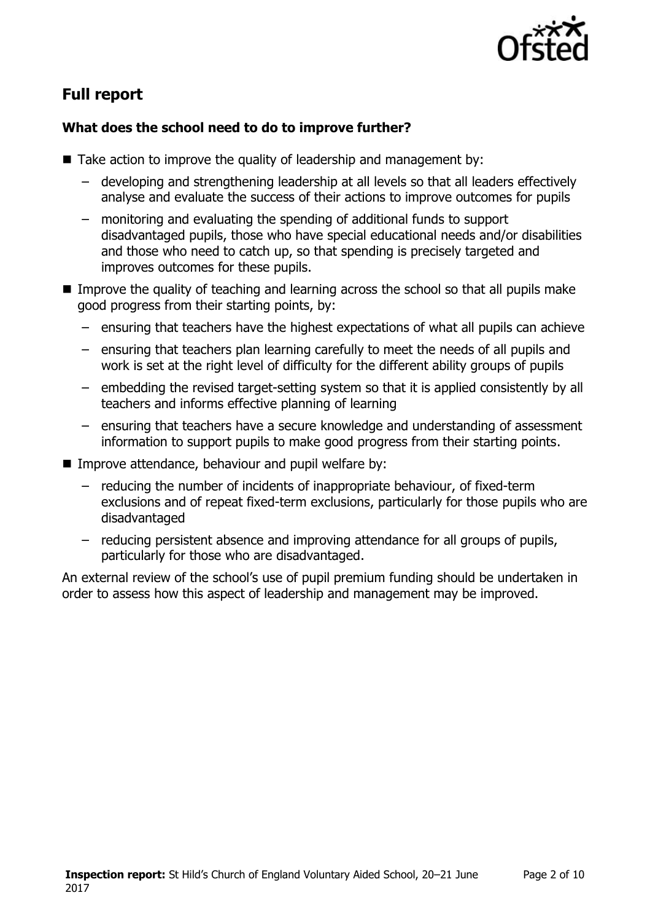## Full report

### What does the school need to do to improve further?

- Take action to improve the quality of leadership and management by:
  - developing and strengthening leadership at all levels so that all leaders effectively analyse and evaluate the success of their actions to improve outcomes for pupils
  - monitoring and evaluating the spending of additional funds to support disadvantaged pupils, those who have special educational needs and/or disabilities and those who need to catch up, so that spending is precisely targeted and improves outcomes for these pupils.
- Improve the quality of teaching and learning across the school so that all pupils make good progress from their starting points, by:
  - ensuring that teachers have the highest expectations of what all pupils can achieve
  - ensuring that teachers plan learning carefully to meet the needs of all pupils and work is set at the right level of difficulty for the different ability groups of pupils
  - embedding the revised target-setting system so that it is applied consistently by all teachers and informs effective planning of learning
  - ensuring that teachers have a secure knowledge and understanding of assessment information to support pupils to make good progress from their starting points.
- Improve attendance, behaviour and pupil welfare by:
  - reducing the number of incidents of inappropriate behaviour, of fixed-term exclusions and of repeat fixed-term exclusions, particularly for those pupils who are disadvantaged
  - reducing persistent absence and improving attendance for all groups of pupils, particularly for those who are disadvantaged.

An external review of the school's use of pupil premium funding should be undertaken in order to assess how this aspect of leadership and management may be improved.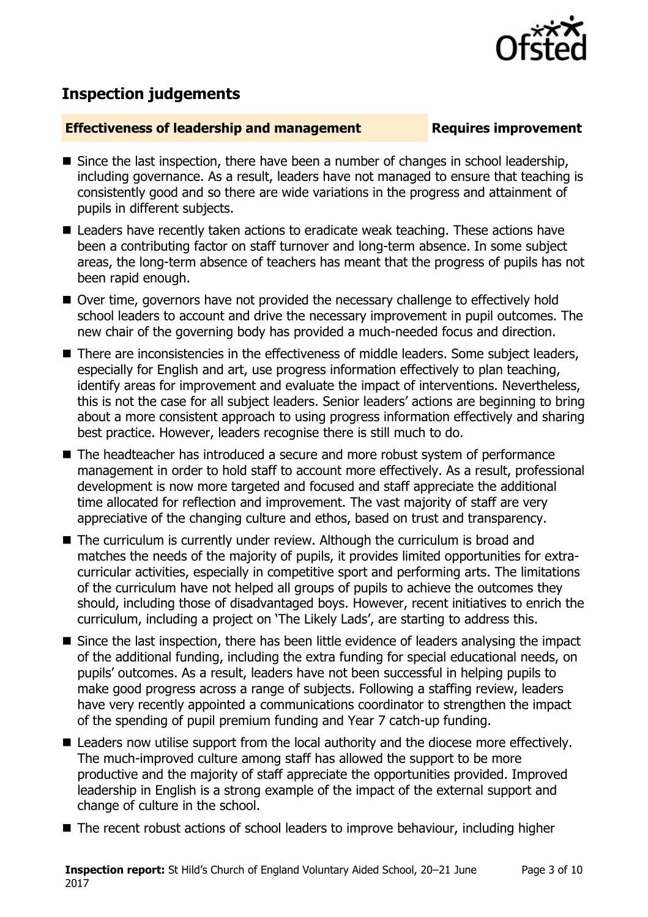## Inspection judgements

**Effectiveness of leadership and management** **Requires improvement**

- Since the last inspection, there have been a number of changes in school leadership, including governance. As a result, leaders have not managed to ensure that teaching is consistently good and so there are wide variations in the progress and attainment of pupils in different subjects.
- Leaders have recently taken actions to eradicate weak teaching. These actions have been a contributing factor on staff turnover and long-term absence. In some subject areas, the long-term absence of teachers has meant that the progress of pupils has not been rapid enough.
- Over time, governors have not provided the necessary challenge to effectively hold school leaders to account and drive the necessary improvement in pupil outcomes. The new chair of the governing body has provided a much-needed focus and direction.
- There are inconsistencies in the effectiveness of middle leaders. Some subject leaders, especially for English and art, use progress information effectively to plan teaching, identify areas for improvement and evaluate the impact of interventions. Nevertheless, this is not the case for all subject leaders. Senior leaders' actions are beginning to bring about a more consistent approach to using progress information effectively and sharing best practice. However, leaders recognise there is still much to do.
- The headteacher has introduced a secure and more robust system of performance management in order to hold staff to account more effectively. As a result, professional development is now more targeted and focused and staff appreciate the additional time allocated for reflection and improvement. The vast majority of staff are very appreciative of the changing culture and ethos, based on trust and transparency.
- The curriculum is currently under review. Although the curriculum is broad and matches the needs of the majority of pupils, it provides limited opportunities for extra-curricular activities, especially in competitive sport and performing arts. The limitations of the curriculum have not helped all groups of pupils to achieve the outcomes they should, including those of disadvantaged boys. However, recent initiatives to enrich the curriculum, including a project on 'The Likely Lads', are starting to address this.
- Since the last inspection, there has been little evidence of leaders analysing the impact of the additional funding, including the extra funding for special educational needs, on pupils' outcomes. As a result, leaders have not been successful in helping pupils to make good progress across a range of subjects. Following a staffing review, leaders have very recently appointed a communications coordinator to strengthen the impact of the spending of pupil premium funding and Year 7 catch-up funding.
- Leaders now utilise support from the local authority and the diocese more effectively. The much-improved culture among staff has allowed the support to be more productive and the majority of staff appreciate the opportunities provided. Improved leadership in English is a strong example of the impact of the external support and change of culture in the school.
- The recent robust actions of school leaders to improve behaviour, including higher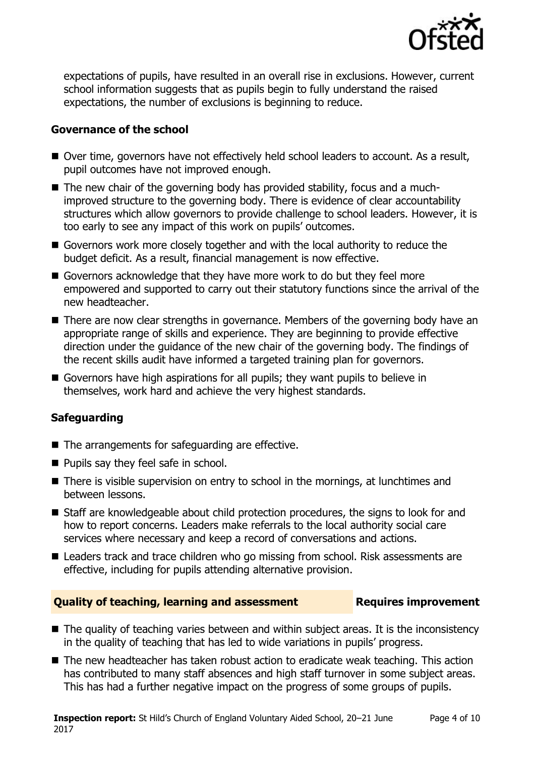expectations of pupils, have resulted in an overall rise in exclusions. However, current school information suggests that as pupils begin to fully understand the raised expectations, the number of exclusions is beginning to reduce.

### Governance of the school

- Over time, governors have not effectively held school leaders to account. As a result, pupil outcomes have not improved enough.
- The new chair of the governing body has provided stability, focus and a much-improved structure to the governing body. There is evidence of clear accountability structures which allow governors to provide challenge to school leaders. However, it is too early to see any impact of this work on pupils' outcomes.
- Governors work more closely together and with the local authority to reduce the budget deficit. As a result, financial management is now effective.
- Governors acknowledge that they have more work to do but they feel more empowered and supported to carry out their statutory functions since the arrival of the new headteacher.
- There are now clear strengths in governance. Members of the governing body have an appropriate range of skills and experience. They are beginning to provide effective direction under the guidance of the new chair of the governing body. The findings of the recent skills audit have informed a targeted training plan for governors.
- Governors have high aspirations for all pupils; they want pupils to believe in themselves, work hard and achieve the very highest standards.

### Safeguarding

- The arrangements for safeguarding are effective.
- Pupils say they feel safe in school.
- There is visible supervision on entry to school in the mornings, at lunchtimes and between lessons.
- Staff are knowledgeable about child protection procedures, the signs to look for and how to report concerns. Leaders make referrals to the local authority social care services where necessary and keep a record of conversations and actions.
- Leaders track and trace children who go missing from school. Risk assessments are effective, including for pupils attending alternative provision.

## Quality of teaching, learning and assessment — Requires improvement

- The quality of teaching varies between and within subject areas. It is the inconsistency in the quality of teaching that has led to wide variations in pupils' progress.
- The new headteacher has taken robust action to eradicate weak teaching. This action has contributed to many staff absences and high staff turnover in some subject areas. This has had a further negative impact on the progress of some groups of pupils.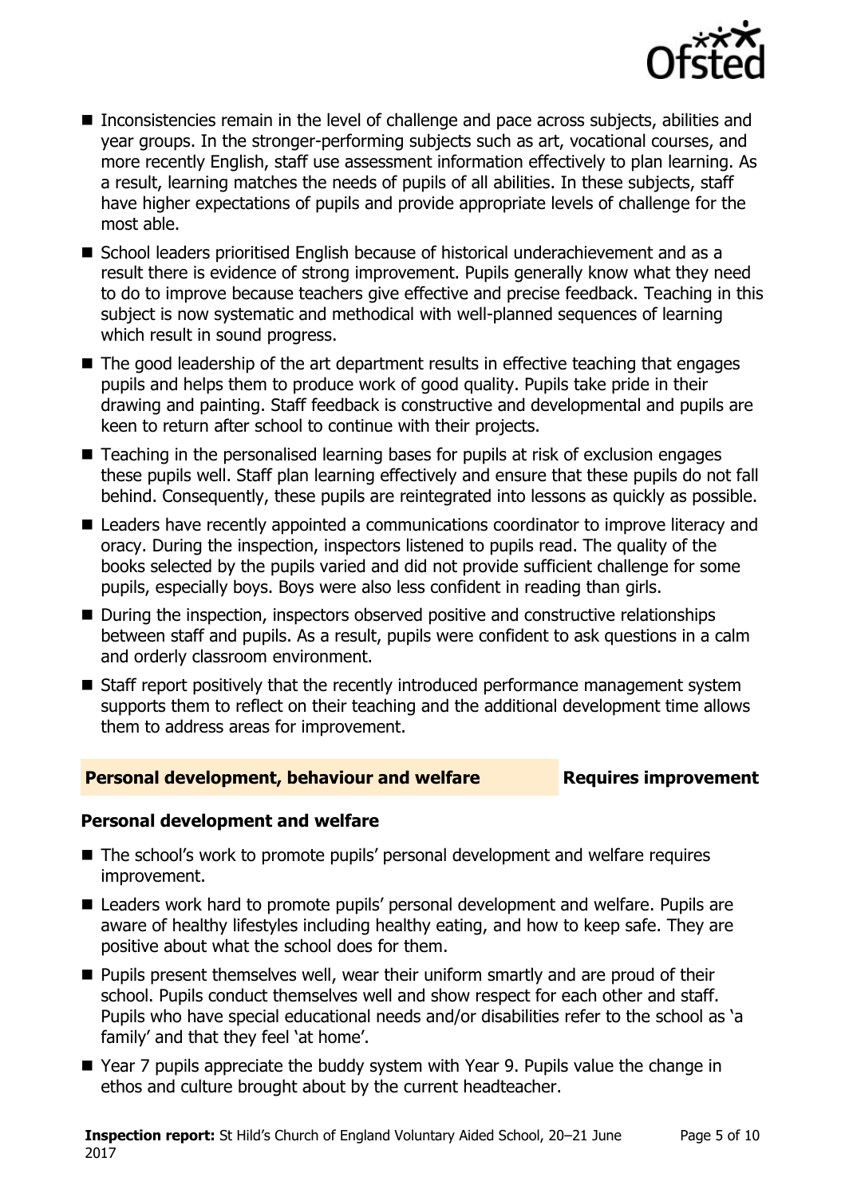- Inconsistencies remain in the level of challenge and pace across subjects, abilities and year groups. In the stronger-performing subjects such as art, vocational courses, and more recently English, staff use assessment information effectively to plan learning. As a result, learning matches the needs of pupils of all abilities. In these subjects, staff have higher expectations of pupils and provide appropriate levels of challenge for the most able.
- School leaders prioritised English because of historical underachievement and as a result there is evidence of strong improvement. Pupils generally know what they need to do to improve because teachers give effective and precise feedback. Teaching in this subject is now systematic and methodical with well-planned sequences of learning which result in sound progress.
- The good leadership of the art department results in effective teaching that engages pupils and helps them to produce work of good quality. Pupils take pride in their drawing and painting. Staff feedback is constructive and developmental and pupils are keen to return after school to continue with their projects.
- Teaching in the personalised learning bases for pupils at risk of exclusion engages these pupils well. Staff plan learning effectively and ensure that these pupils do not fall behind. Consequently, these pupils are reintegrated into lessons as quickly as possible.
- Leaders have recently appointed a communications coordinator to improve literacy and oracy. During the inspection, inspectors listened to pupils read. The quality of the books selected by the pupils varied and did not provide sufficient challenge for some pupils, especially boys. Boys were also less confident in reading than girls.
- During the inspection, inspectors observed positive and constructive relationships between staff and pupils. As a result, pupils were confident to ask questions in a calm and orderly classroom environment.
- Staff report positively that the recently introduced performance management system supports them to reflect on their teaching and the additional development time allows them to address areas for improvement.

## Personal development, behaviour and welfare — Requires improvement

### Personal development and welfare

- The school's work to promote pupils' personal development and welfare requires improvement.
- Leaders work hard to promote pupils' personal development and welfare. Pupils are aware of healthy lifestyles including healthy eating, and how to keep safe. They are positive about what the school does for them.
- Pupils present themselves well, wear their uniform smartly and are proud of their school. Pupils conduct themselves well and show respect for each other and staff. Pupils who have special educational needs and/or disabilities refer to the school as 'a family' and that they feel 'at home'.
- Year 7 pupils appreciate the buddy system with Year 9. Pupils value the change in ethos and culture brought about by the current headteacher.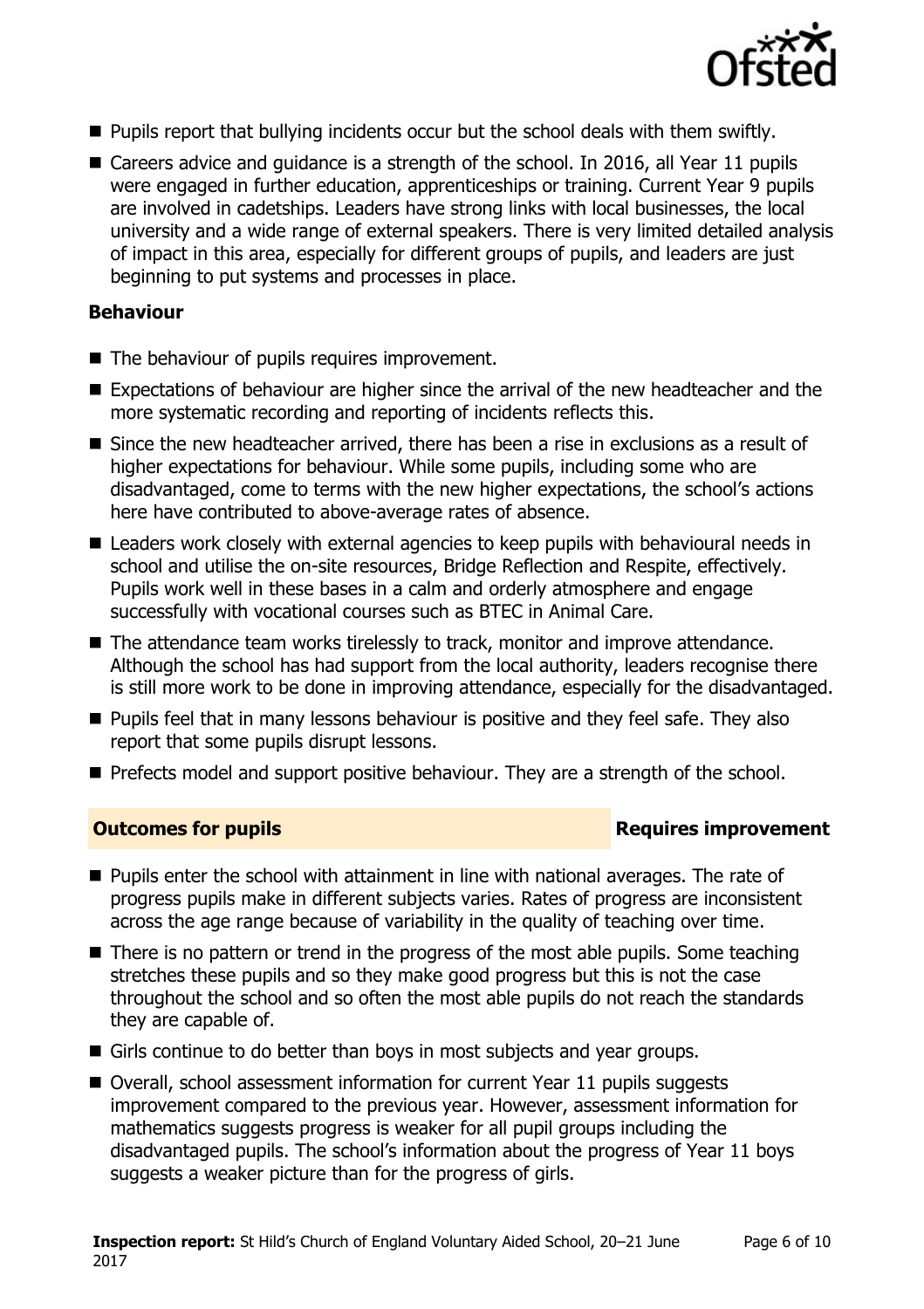- Pupils report that bullying incidents occur but the school deals with them swiftly.
- Careers advice and guidance is a strength of the school. In 2016, all Year 11 pupils were engaged in further education, apprenticeships or training. Current Year 9 pupils are involved in cadetships. Leaders have strong links with local businesses, the local university and a wide range of external speakers. There is very limited detailed analysis of impact in this area, especially for different groups of pupils, and leaders are just beginning to put systems and processes in place.

### Behaviour

- The behaviour of pupils requires improvement.
- Expectations of behaviour are higher since the arrival of the new headteacher and the more systematic recording and reporting of incidents reflects this.
- Since the new headteacher arrived, there has been a rise in exclusions as a result of higher expectations for behaviour. While some pupils, including some who are disadvantaged, come to terms with the new higher expectations, the school's actions here have contributed to above-average rates of absence.
- Leaders work closely with external agencies to keep pupils with behavioural needs in school and utilise the on-site resources, Bridge Reflection and Respite, effectively. Pupils work well in these bases in a calm and orderly atmosphere and engage successfully with vocational courses such as BTEC in Animal Care.
- The attendance team works tirelessly to track, monitor and improve attendance. Although the school has had support from the local authority, leaders recognise there is still more work to be done in improving attendance, especially for the disadvantaged.
- Pupils feel that in many lessons behaviour is positive and they feel safe. They also report that some pupils disrupt lessons.
- Prefects model and support positive behaviour. They are a strength of the school.

## Outcomes for pupils — Requires improvement

- Pupils enter the school with attainment in line with national averages. The rate of progress pupils make in different subjects varies. Rates of progress are inconsistent across the age range because of variability in the quality of teaching over time.
- There is no pattern or trend in the progress of the most able pupils. Some teaching stretches these pupils and so they make good progress but this is not the case throughout the school and so often the most able pupils do not reach the standards they are capable of.
- Girls continue to do better than boys in most subjects and year groups.
- Overall, school assessment information for current Year 11 pupils suggests improvement compared to the previous year. However, assessment information for mathematics suggests progress is weaker for all pupil groups including the disadvantaged pupils. The school's information about the progress of Year 11 boys suggests a weaker picture than for the progress of girls.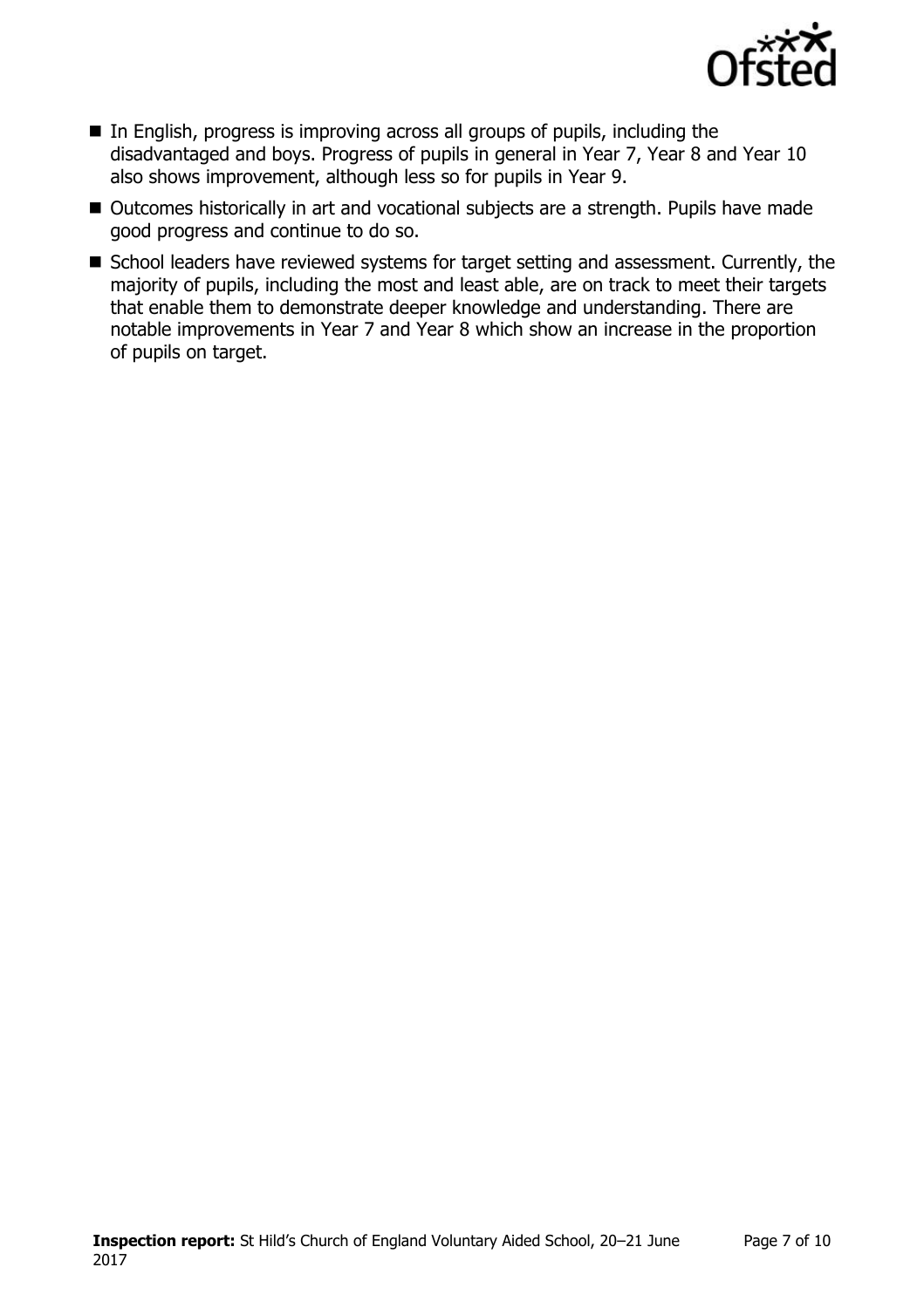- In English, progress is improving across all groups of pupils, including the disadvantaged and boys. Progress of pupils in general in Year 7, Year 8 and Year 10 also shows improvement, although less so for pupils in Year 9.
- Outcomes historically in art and vocational subjects are a strength. Pupils have made good progress and continue to do so.
- School leaders have reviewed systems for target setting and assessment. Currently, the majority of pupils, including the most and least able, are on track to meet their targets that enable them to demonstrate deeper knowledge and understanding. There are notable improvements in Year 7 and Year 8 which show an increase in the proportion of pupils on target.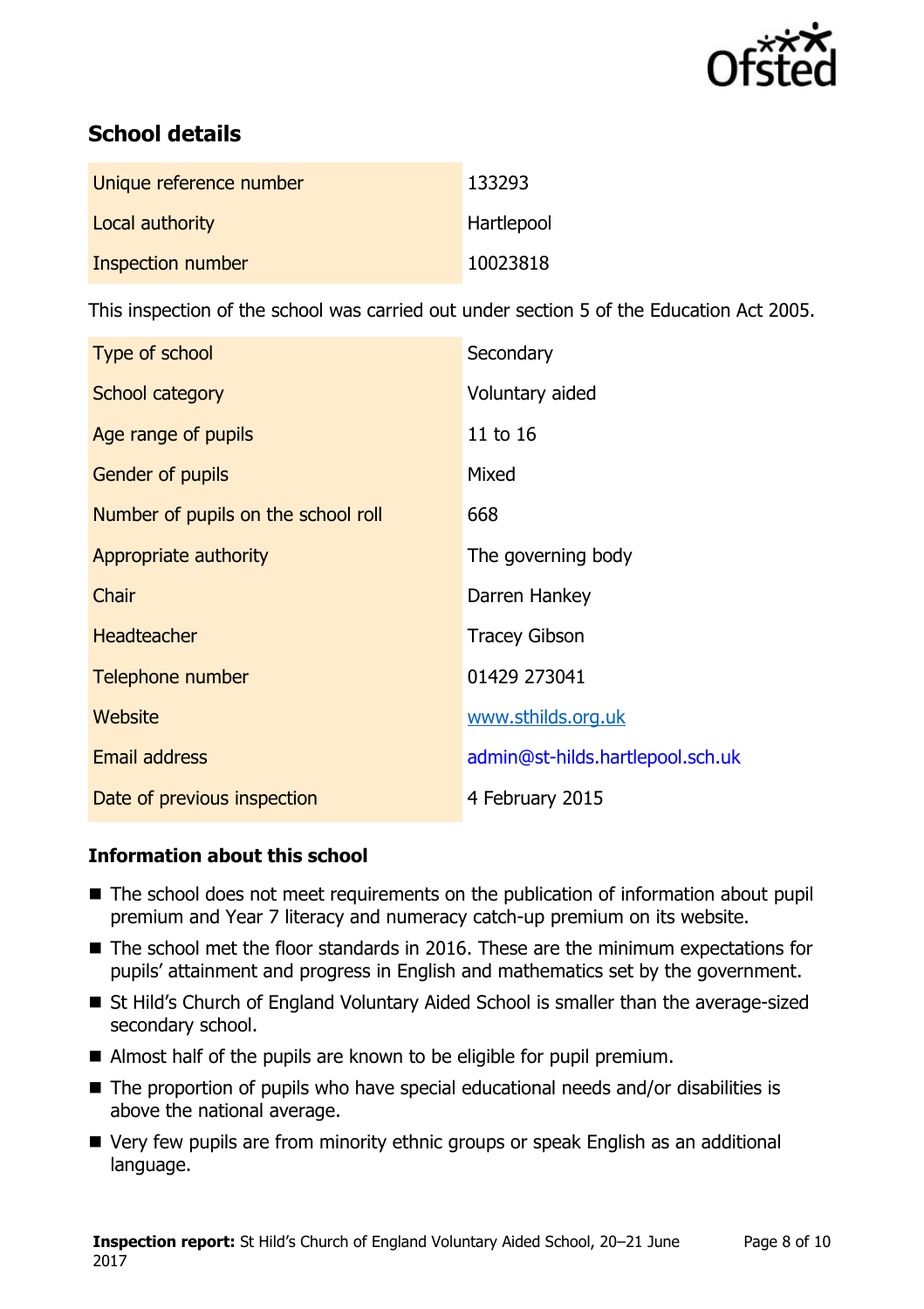## School details

| | |
|---|---|
| Unique reference number | 133293 |
| Local authority | Hartlepool |
| Inspection number | 10023818 |

This inspection of the school was carried out under section 5 of the Education Act 2005.

| | |
|---|---|
| Type of school | Secondary |
| School category | Voluntary aided |
| Age range of pupils | 11 to 16 |
| Gender of pupils | Mixed |
| Number of pupils on the school roll | 668 |
| Appropriate authority | The governing body |
| Chair | Darren Hankey |
| Headteacher | Tracey Gibson |
| Telephone number | 01429 273041 |
| Website | www.sthilds.org.uk |
| Email address | admin@st-hilds.hartlepool.sch.uk |
| Date of previous inspection | 4 February 2015 |

### Information about this school

- The school does not meet requirements on the publication of information about pupil premium and Year 7 literacy and numeracy catch-up premium on its website.
- The school met the floor standards in 2016. These are the minimum expectations for pupils' attainment and progress in English and mathematics set by the government.
- St Hild's Church of England Voluntary Aided School is smaller than the average-sized secondary school.
- Almost half of the pupils are known to be eligible for pupil premium.
- The proportion of pupils who have special educational needs and/or disabilities is above the national average.
- Very few pupils are from minority ethnic groups or speak English as an additional language.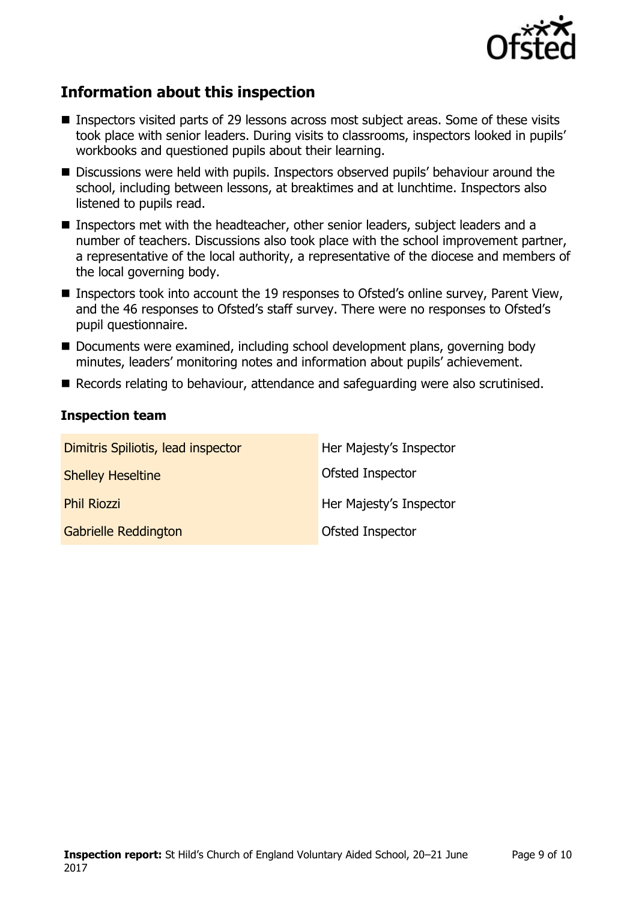## Information about this inspection

- Inspectors visited parts of 29 lessons across most subject areas. Some of these visits took place with senior leaders. During visits to classrooms, inspectors looked in pupils' workbooks and questioned pupils about their learning.
- Discussions were held with pupils. Inspectors observed pupils' behaviour around the school, including between lessons, at breaktimes and at lunchtime. Inspectors also listened to pupils read.
- Inspectors met with the headteacher, other senior leaders, subject leaders and a number of teachers. Discussions also took place with the school improvement partner, a representative of the local authority, a representative of the diocese and members of the local governing body.
- Inspectors took into account the 19 responses to Ofsted's online survey, Parent View, and the 46 responses to Ofsted's staff survey. There were no responses to Ofsted's pupil questionnaire.
- Documents were examined, including school development plans, governing body minutes, leaders' monitoring notes and information about pupils' achievement.
- Records relating to behaviour, attendance and safeguarding were also scrutinised.

### Inspection team

| | |
|---|---|
| Dimitris Spiliotis, lead inspector | Her Majesty's Inspector |
| Shelley Heseltine | Ofsted Inspector |
| Phil Riozzi | Her Majesty's Inspector |
| Gabrielle Reddington | Ofsted Inspector |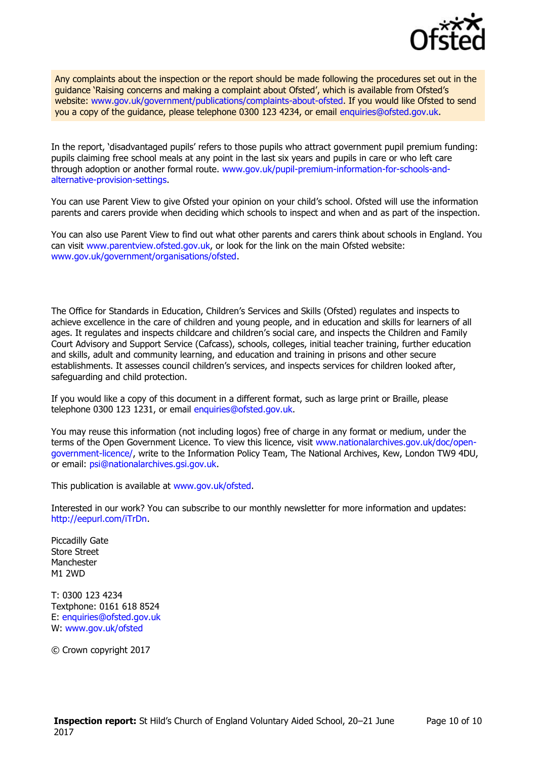Any complaints about the inspection or the report should be made following the procedures set out in the guidance 'Raising concerns and making a complaint about Ofsted', which is available from Ofsted's website: www.gov.uk/government/publications/complaints-about-ofsted. If you would like Ofsted to send you a copy of the guidance, please telephone 0300 123 4234, or email enquiries@ofsted.gov.uk.

In the report, 'disadvantaged pupils' refers to those pupils who attract government pupil premium funding: pupils claiming free school meals at any point in the last six years and pupils in care or who left care through adoption or another formal route. www.gov.uk/pupil-premium-information-for-schools-and-alternative-provision-settings.

You can use Parent View to give Ofsted your opinion on your child's school. Ofsted will use the information parents and carers provide when deciding which schools to inspect and when and as part of the inspection.

You can also use Parent View to find out what other parents and carers think about schools in England. You can visit www.parentview.ofsted.gov.uk, or look for the link on the main Ofsted website: www.gov.uk/government/organisations/ofsted.

The Office for Standards in Education, Children's Services and Skills (Ofsted) regulates and inspects to achieve excellence in the care of children and young people, and in education and skills for learners of all ages. It regulates and inspects childcare and children's social care, and inspects the Children and Family Court Advisory and Support Service (Cafcass), schools, colleges, initial teacher training, further education and skills, adult and community learning, and education and training in prisons and other secure establishments. It assesses council children's services, and inspects services for children looked after, safeguarding and child protection.

If you would like a copy of this document in a different format, such as large print or Braille, please telephone 0300 123 1231, or email enquiries@ofsted.gov.uk.

You may reuse this information (not including logos) free of charge in any format or medium, under the terms of the Open Government Licence. To view this licence, visit www.nationalarchives.gov.uk/doc/open-government-licence/, write to the Information Policy Team, The National Archives, Kew, London TW9 4DU, or email: psi@nationalarchives.gsi.gov.uk.

This publication is available at www.gov.uk/ofsted.

Interested in our work? You can subscribe to our monthly newsletter for more information and updates: http://eepurl.com/iTrDn.

Piccadilly Gate
Store Street
Manchester
M1 2WD

T: 0300 123 4234
Textphone: 0161 618 8524
E: enquiries@ofsted.gov.uk
W: www.gov.uk/ofsted

© Crown copyright 2017